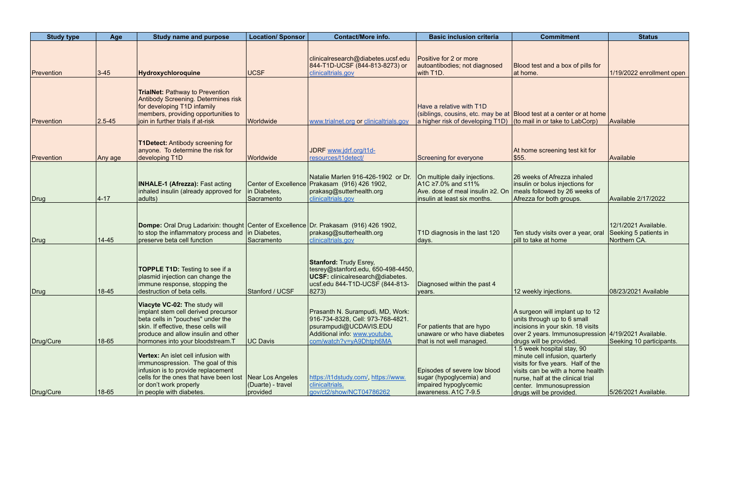| Study type | Age | Study name and purpose | Location/ Sponsor | Contact/More info. | Basic inclusion criteria | Commitment | Status |
|---|---|---|---|---|---|---|---|
| Prevention | 3-45 | **Hydroxychloroquine** | UCSF | clinicalresearch@diabetes.ucsf.edu 844-T1D-UCSF (844-813-8273) or clinicaltrials.gov | Positive for 2 or more autoantibodies; not diagnosed with T1D. | Blood test and a box of pills for at home. | 1/19/2022 enrollment open |
| Prevention | 2.5-45 | **TrialNet:** Pathway to Prevention Antibody Screening. Determines risk for developing T1D infamily members, providing opportunities to join in further trials if at-risk | Worldwide | www.trialnet.org or clinicaltrials.gov | Have a relative with T1D (siblings, cousins, etc. may be at a higher risk of developing T1D) | Blood test at a center or at home (to mail in or take to LabCorp) | Available |
| Prevention | Any age | **T1Detect:** Antibody screening for anyone. To determine the risk for developing T1D | Worldwide | JDRF www.jdrf.org/t1d-resources/t1detect/ | Screening for everyone | At home screening test kit for $55. | Available |
| Drug | 4-17 | **INHALE-1 (Afrezza):** Fast acting inhaled insulin (already approved for adults) | Center of Excellence in Diabetes, Sacramento | Natalie Marlen 916-426-1902 or Dr. Prakasam (916) 426 1902, prakasg@sutterhealth.org clinicaltrials.gov | On multiple daily injections. A1C ≥7.0% and ≤11% Ave. dose of meal insulin ≥2. On insulin at least six months. | 26 weeks of Afrezza inhaled insulin or bolus injections for meals followed by 26 weeks of Afrezza for both groups. | Available 2/17/2022 |
| Drug | 14-45 | **Dompe:** Oral Drug Ladarixin: thought to stop the inflammatory process and preserve beta cell function | Center of Excellence in Diabetes, Sacramento | Dr. Prakasam (916) 426 1902, prakasg@sutterhealth.org clinicaltrials.gov | T1D diagnosis in the last 120 days. | Ten study visits over a year, oral pill to take at home | 12/1/2021 Available. Seeking 5 patients in Northern CA. |
| Drug | 18-45 | **TOPPLE T1D:** Testing to see if a plasmid injection can change the immune response, stopping the destruction of beta cells. | Stanford / UCSF | **Stanford:** Trudy Esrey, tesrey@stanford.edu, 650-498-4450, **UCSF:** clinicalresearch@diabetes.ucsf.edu 844-T1D-UCSF (844-813-8273) | Diagnosed within the past 4 years. | 12 weekly injections. | 08/23/2021 Available |
| Drug/Cure | 18-65 | **Viacyte VC-02: T**he study will implant stem cell derived precursor beta cells in "pouches" under the skin. If effective, these cells will produce and allow insulin and other hormones into your bloodstream.T | UC Davis | Prasanth N. Surampudi, MD, Work: 916-734-8328, Cell: 973-768-4821. psurampudi@UCDAVIS.EDU Additional info: www.youtube.com/watch?v=yA9Dhtph6MA | For patients that are hypo unaware or who have diabetes that is not well managed. | A surgeon will implant up to 12 units through up to 6 small incisions in your skin. 18 visits over 2 years. Immunosupression drugs will be provided. | 4/19/2021 Available. Seeking 10 participants. |
| Drug/Cure | 18-65 | **Vertex:** An islet cell infusion with immunospression. The goal of this infusion is to provide replacement cells for the ones that have been lost or don't work properly in people with diabetes. | Near Los Angeles (Duarte) - travel provided | https://t1dstudy.com/, https://www.clinicaltrials.gov/ct2/show/NCT04786262 | Episodes of severe low blood sugar (hypoglycemia) and impaired hypoglycemic awareness. A1C 7-9.5 | 1.5 week hospital stay, 90 minute cell infusion, quarterly visits for five years. Half of the visits can be with a home health nurse, half at the clinical trial center. Immunosupression drugs will be provided. | 5/26/2021 Available. |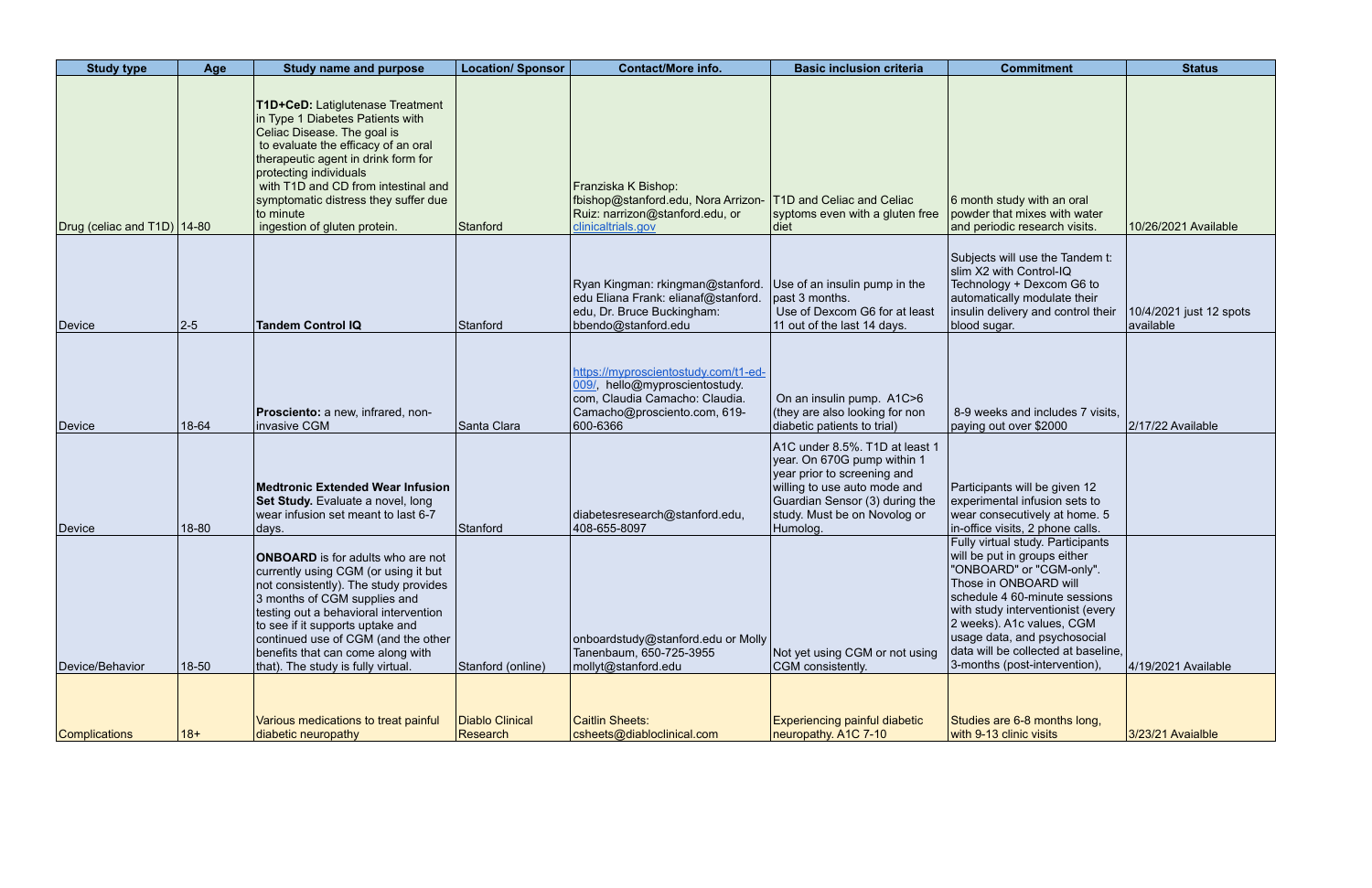| Study type | Age | Study name and purpose | Location/ Sponsor | Contact/More info. | Basic inclusion criteria | Commitment | Status |
|---|---|---|---|---|---|---|---|
| Drug (celiac and T1D) | 14-80 | **T1D+CeD:** Latiglutenase Treatment in Type 1 Diabetes Patients with Celiac Disease. The goal is to evaluate the efficacy of an oral therapeutic agent in drink form for protecting individuals with T1D and CD from intestinal and symptomatic distress they suffer due to minute ingestion of gluten protein. | Stanford | Franziska K Bishop: fbishop@stanford.edu, Nora Arrizon-Ruiz: narrizon@stanford.edu, or clinicaltrials.gov | T1D and Celiac and Celiac syptoms even with a gluten free diet | 6 month study with an oral powder that mixes with water and periodic research visits. | 10/26/2021 Available |
| Device | 2-5 | **Tandem Control IQ** | Stanford | Ryan Kingman: rkingman@stanford.edu Eliana Frank: elianaf@stanford.edu, Dr. Bruce Buckingham: bbendo@stanford.edu | Use of an insulin pump in the past 3 months. Use of Dexcom G6 for at least 11 out of the last 14 days. | Subjects will use the Tandem t: slim X2 with Control-IQ Technology + Dexcom G6 to automatically modulate their insulin delivery and control their blood sugar. | 10/4/2021 just 12 spots available |
| Device | 18-64 | **Prosciento:** a new, infrared, non-invasive CGM | Santa Clara | https://myproscientostudy.com/t1-ed-009/, hello@myproscientostudy.com, Claudia Camacho: Claudia.Camacho@prosciento.com, 619-600-6366 | On an insulin pump. A1C>6 (they are also looking for non diabetic patients to trial) | 8-9 weeks and includes 7 visits, paying out over $2000 | 2/17/22 Available |
| Device | 18-80 | **Medtronic Extended Wear Infusion Set Study.** Evaluate a novel, long wear infusion set meant to last 6-7 days. | Stanford | diabetesresearch@stanford.edu, 408-655-8097 | A1C under 8.5%. T1D at least 1 year. On 670G pump within 1 year prior to screening and willing to use auto mode and Guardian Sensor (3) during the study. Must be on Novolog or Humolog. | Participants will be given 12 experimental infusion sets to wear consecutively at home. 5 in-office visits, 2 phone calls. | |
| Device/Behavior | 18-50 | **ONBOARD** is for adults who are not currently using CGM (or using it but not consistently). The study provides 3 months of CGM supplies and testing out a behavioral intervention to see if it supports uptake and continued use of CGM (and the other benefits that can come along with that). The study is fully virtual. | Stanford (online) | onboardstudy@stanford.edu or Molly Tanenbaum, 650-725-3955 mollyt@stanford.edu | Not yet using CGM or not using CGM consistently. | Fully virtual study. Participants will be put in groups either "ONBOARD" or "CGM-only". Those in ONBOARD will schedule 4 60-minute sessions with study interventionist (every 2 weeks). A1c values, CGM usage data, and psychosocial data will be collected at baseline, 3-months (post-intervention), | 4/19/2021 Available |
| Complications | 18+ | Various medications to treat painful diabetic neuropathy | Diablo Clinical Research | Caitlin Sheets: csheets@diabloclinical.com | Experiencing painful diabetic neuropathy. A1C 7-10 | Studies are 6-8 months long, with 9-13 clinic visits | 3/23/21 Avaialble |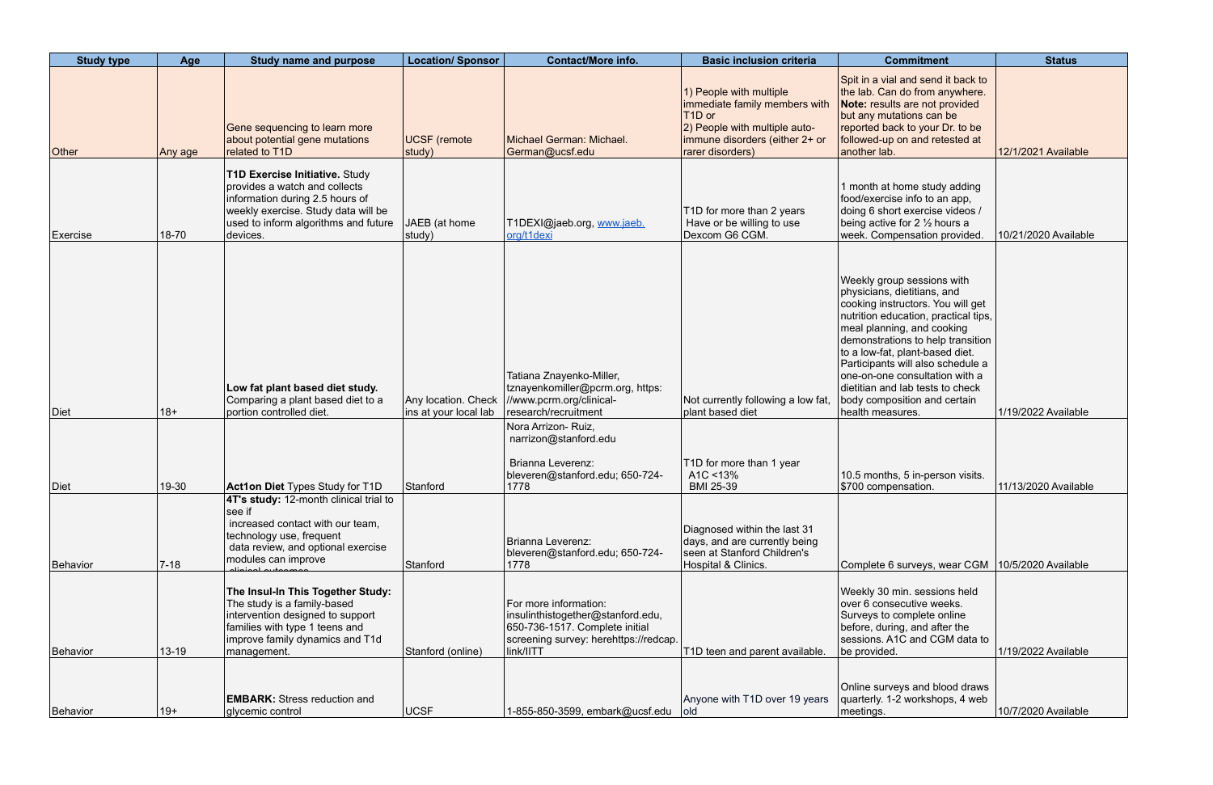| Study type | Age | Study name and purpose | Location/ Sponsor | Contact/More info. | Basic inclusion criteria | Commitment | Status |
|---|---|---|---|---|---|---|---|
| Other | Any age | Gene sequencing to learn more about potential gene mutations related to T1D | UCSF (remote study) | Michael German: Michael.German@ucsf.edu | 1) People with multiple immediate family members with T1D or 2) People with multiple auto-immune disorders (either 2+ or rarer disorders) | Spit in a vial and send it back to the lab. Can do from anywhere. **Note:** results are not provided but any mutations can be reported back to your Dr. to be followed-up on and retested at another lab. | 12/1/2021 Available |
| Exercise | 18-70 | **T1D Exercise Initiative.** Study provides a watch and collects information during 2.5 hours of weekly exercise. Study data will be used to inform algorithms and future devices. | JAEB (at home study) | T1DEXI@jaeb.org, www.jaeb.org/t1dexi | T1D for more than 2 years Have or be willing to use Dexcom G6 CGM. | 1 month at home study adding food/exercise info to an app, doing 6 short exercise videos / being active for 2 ½ hours a week. Compensation provided. | 10/21/2020 Available |
| Diet | 18+ | **Low fat plant based diet study.** Comparing a plant based diet to a portion controlled diet. | Any location. Check ins at your local lab | Tatiana Znayenko-Miller, tznayenkomiller@pcrm.org, https://www.pcrm.org/clinical-research/recruitment | Not currently following a low fat, plant based diet | Weekly group sessions with physicians, dietitians, and cooking instructors. You will get nutrition education, practical tips, meal planning, and cooking demonstrations to help transition to a low-fat, plant-based diet. Participants will also schedule a one-on-one consultation with a dietitian and lab tests to check body composition and certain health measures. | 1/19/2022 Available |
| Diet | 19-30 | **Act1on Diet** Types Study for T1D | Stanford | Nora Arrizon- Ruiz, narrizon@stanford.edu<br><br>Brianna Leverenz: bleveren@stanford.edu; 650-724-1778 | T1D for more than 1 year A1C <13% BMI 25-39 | 10.5 months, 5 in-person visits. $700 compensation. | 11/13/2020 Available |
| Behavior | 7-18 | **4T's study:** 12-month clinical trial to see if increased contact with our team, technology use, frequent data review, and optional exercise modules can improve clinical outcomes | Stanford | Brianna Leverenz: bleveren@stanford.edu; 650-724-1778 | Diagnosed within the last 31 days, and are currently being seen at Stanford Children's Hospital & Clinics. | Complete 6 surveys, wear CGM | 10/5/2020 Available |
| Behavior | 13-19 | **The Insul-In This Together Study:** The study is a family-based intervention designed to support families with type 1 teens and improve family dynamics and T1d management. | Stanford (online) | For more information: insulinthistogether@stanford.edu, 650-736-1517. Complete initial screening survey: herehttps://redcap.link/IITT | T1D teen and parent available. | Weekly 30 min. sessions held over 6 consecutive weeks. Surveys to complete online before, during, and after the sessions. A1C and CGM data to be provided. | 1/19/2022 Available |
| Behavior | 19+ | **EMBARK:** Stress reduction and glycemic control | UCSF | 1-855-850-3599, embark@ucsf.edu | Anyone with T1D over 19 years old | Online surveys and blood draws quarterly. 1-2 workshops, 4 web meetings. | 10/7/2020 Available |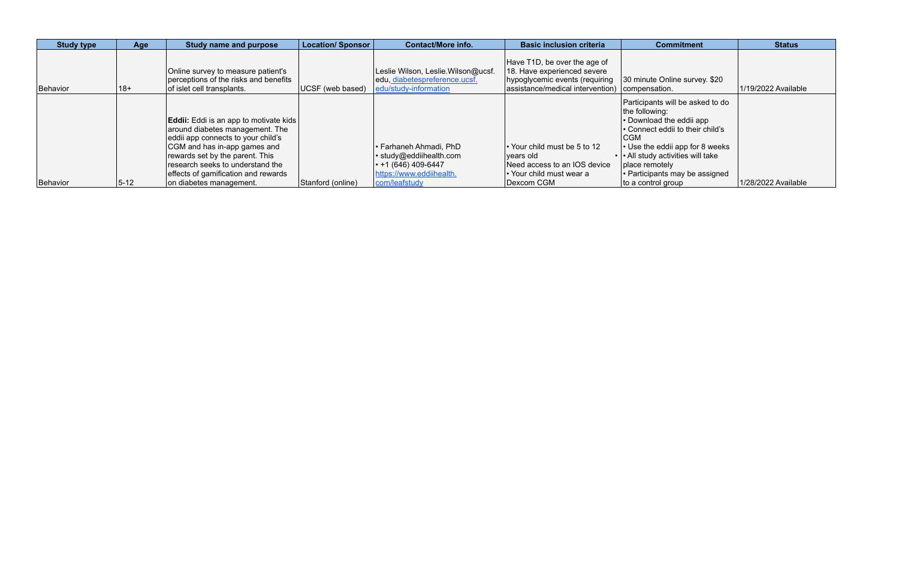| Study type | Age | Study name and purpose | Location/ Sponsor | Contact/More info. | Basic inclusion criteria | Commitment | Status |
|---|---|---|---|---|---|---|---|
| Behavior | 18+ | Online survey to measure patient's perceptions of the risks and benefits of islet cell transplants. | UCSF (web based) | Leslie Wilson, Leslie.Wilson@ucsf.edu, diabetespreference.ucsf.edu/study-information | Have T1D, be over the age of 18. Have experienced severe hypoglycemic events (requiring assistance/medical intervention) | 30 minute Online survey. $20 compensation. | 1/19/2022 Available |
| Behavior | 5-12 | **Eddii:** Eddi is an app to motivate kids around diabetes management. The eddii app connects to your child's CGM and has in-app games and rewards set by the parent. This research seeks to understand the effects of gamification and rewards on diabetes management. | Stanford (online) | • Farhaneh Ahmadi, PhD<br>• study@eddiihealth.com<br>• +1 (646) 409-6447<br>https://www.eddiihealth.com/leafstudy | • Your child must be 5 to 12 years old<br>• Need access to an IOS device<br>• Your child must wear a Dexcom CGM | Participants will be asked to do the following:<br>• Download the eddii app<br>• Connect eddii to their child's CGM<br>• Use the eddii app for 8 weeks<br>• All study activities will take place remotely<br>• Participants may be assigned to a control group | 1/28/2022 Available |